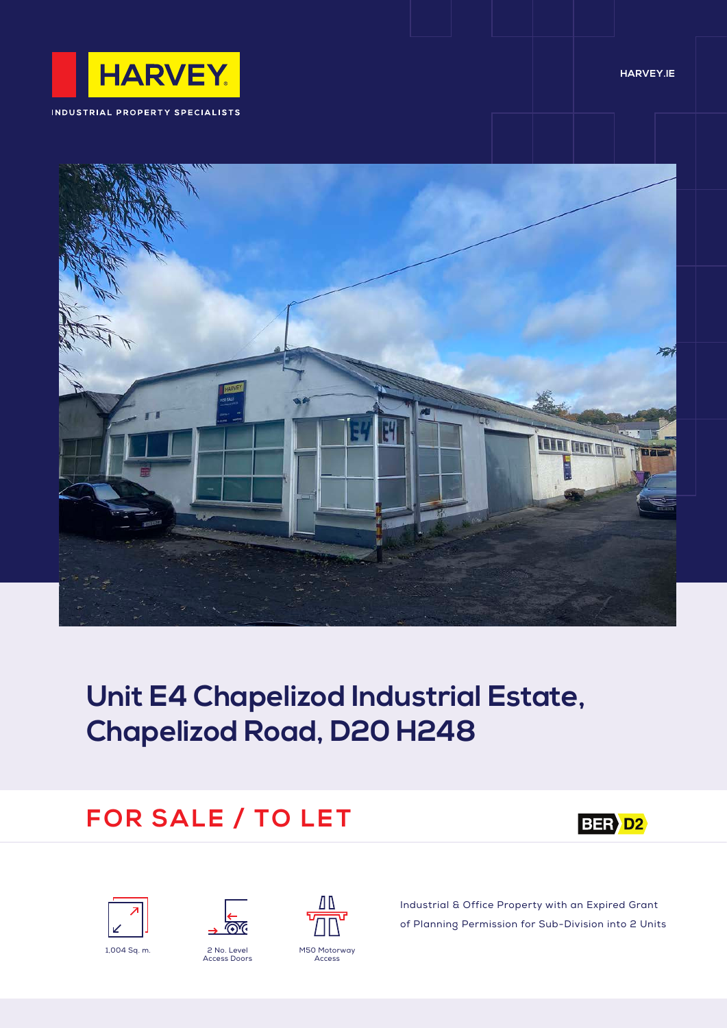HARVEY

INDUSTRIAL PROPERTY SPECIALISTS

HARVEY.IE

# Unit E4 Chapelizod Industrial Estate, Chapelizod Road, D20 H248

## FOR SALE / TO LET

BER D2

- 1,004 Sq. m.
- 2 No. Level Access Doors
- M50 Motorway Access

Industrial & Office Property with an Expired Grant of Planning Permission for Sub-Division into 2 Units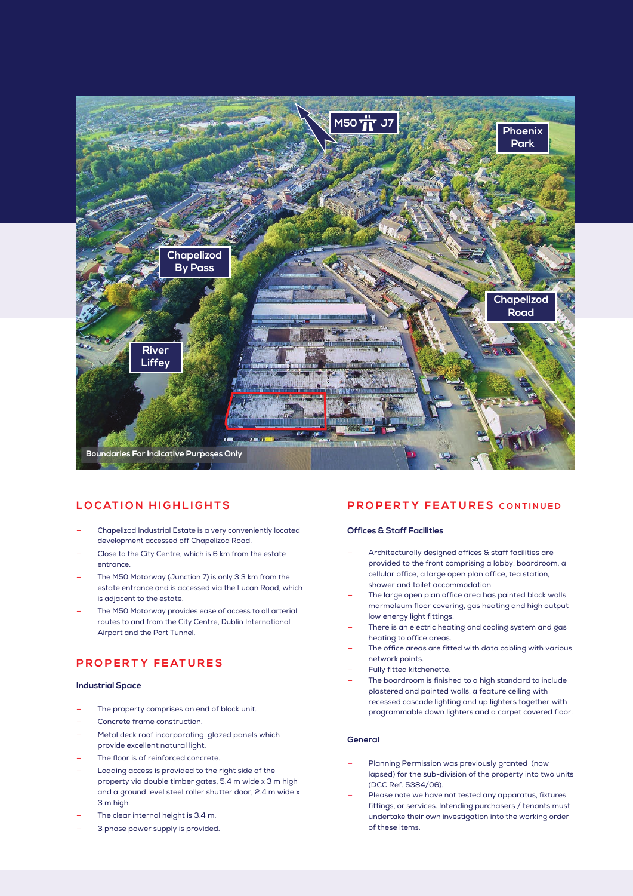## LOCATION HIGHLIGHTS

- Chapelizod Industrial Estate is a very conveniently located development accessed off Chapelizod Road.
- Close to the City Centre, which is 6 km from the estate entrance.
- The M50 Motorway (Junction 7) is only 3.3 km from the estate entrance and is accessed via the Lucan Road, which is adjacent to the estate.
- The M50 Motorway provides ease of access to all arterial routes to and from the City Centre, Dublin International Airport and the Port Tunnel.

## PROPERTY FEATURES

### Industrial Space

- The property comprises an end of block unit.
- Concrete frame construction.
- Metal deck roof incorporating glazed panels which provide excellent natural light.
- The floor is of reinforced concrete.
- Loading access is provided to the right side of the property via double timber gates, 5.4 m wide x 3 m high and a ground level steel roller shutter door, 2.4 m wide x 3 m high.
- The clear internal height is 3.4 m.
- 3 phase power supply is provided.

## PROPERTY FEATURES CONTINUED

### Offices & Staff Facilities

- Architecturally designed offices & staff facilities are provided to the front comprising a lobby, boardroom, a cellular office, a large open plan office, tea station, shower and toilet accommodation.
- The large open plan office area has painted block walls, marmoleum floor covering, gas heating and high output low energy light fittings.
- There is an electric heating and cooling system and gas heating to office areas.
- The office areas are fitted with data cabling with various network points.
- Fully fitted kitchenette.
- The boardroom is finished to a high standard to include plastered and painted walls, a feature ceiling with recessed cascade lighting and up lighters together with programmable down lighters and a carpet covered floor.

### General

- Planning Permission was previously granted (now lapsed) for the sub-division of the property into two units (DCC Ref. 5384/06).
- Please note we have not tested any apparatus, fixtures, fittings, or services. Intending purchasers / tenants must undertake their own investigation into the working order of these items.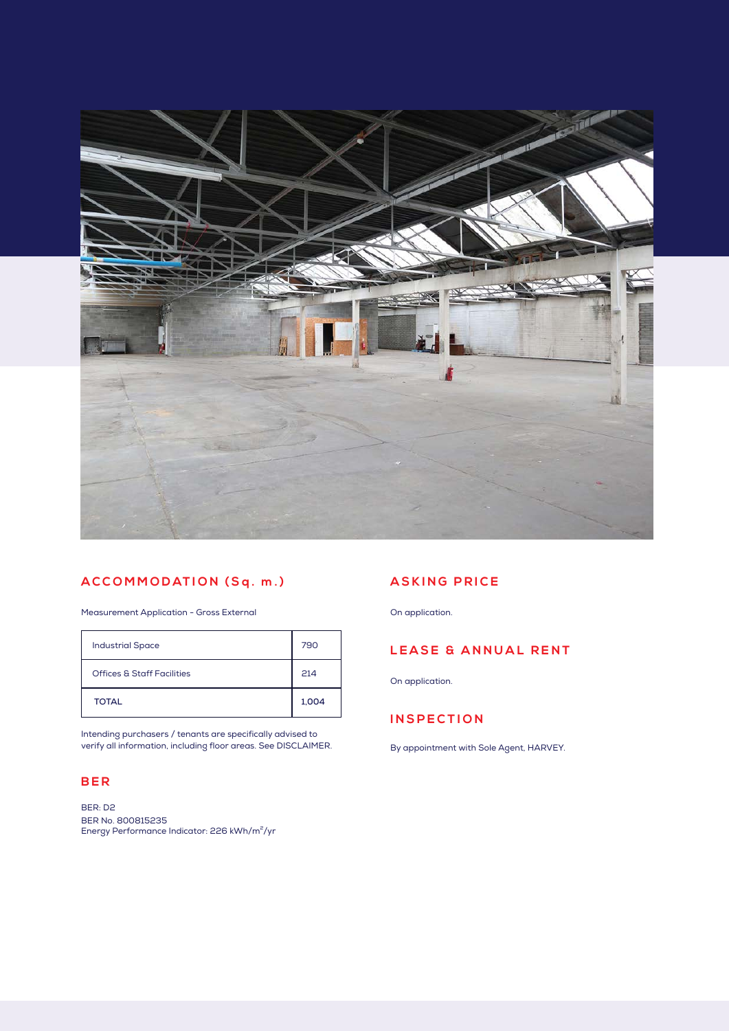## ACCOMMODATION (Sq. m.)

Measurement Application - Gross External

| Industrial Space | 790 |
| --- | --- |
| Offices & Staff Facilities | 214 |
| TOTAL | 1,004 |

Intending purchasers / tenants are specifically advised to verify all information, including floor areas. See DISCLAIMER.

## BER

BER: D2
BER No. 800815235
Energy Performance Indicator: 226 kWh/m$^2$/yr

## ASKING PRICE

On application.

## LEASE & ANNUAL RENT

On application.

## INSPECTION

By appointment with Sole Agent, HARVEY.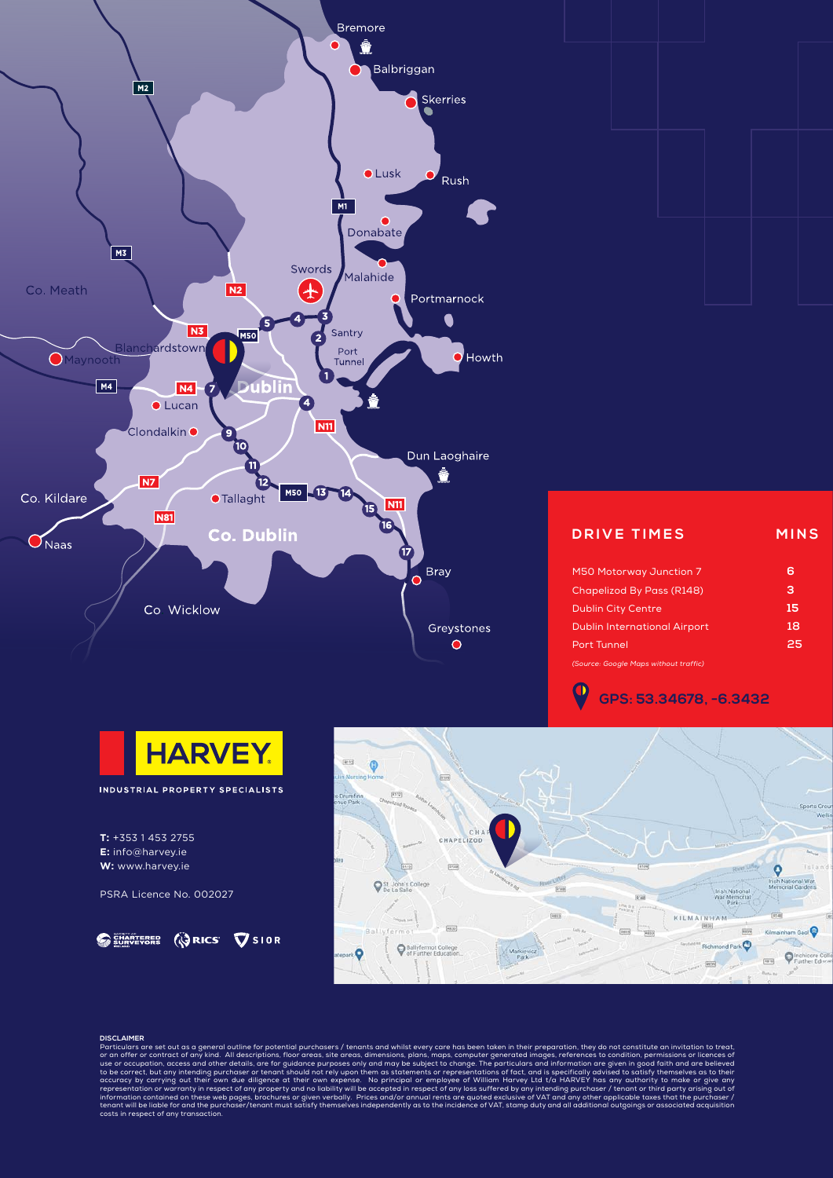Bremore

Balbriggan

Skerries

Lusk

Rush

M2

M1

Donabate

M3

Swords

Malahide

Co. Meath

N2

Portmarnock

N3

M50

Santry

Blanchardstown

Port Tunnel

Howth

Maynooth

M4

N4

Dublin

Lucan

N11

Clondalkin

Dun Laoghaire

N7

Tallaght

M50

N11

Co. Kildare

N81

Co. Dublin

Naas

Bray

Co Wicklow

Greystones

| DRIVE TIMES | MINS |
|---|---|
| M50 Motorway Junction 7 | 6 |
| Chapelizod By Pass (R148) | 3 |
| Dublin City Centre | 15 |
| Dublin International Airport | 18 |
| Port Tunnel | 25 |

*(Source: Google Maps without traffic)*

**GPS: 53.34678, -6.3432**

**HARVEY**

INDUSTRIAL PROPERTY SPECIALISTS

**T:** +353 1 453 2755
**E:** info@harvey.ie
**W:** www.harvey.ie

PSRA Licence No. 002027

CHARTERED SURVEYORS IRELAND | RICS | SIOR

**DISCLAIMER**

Particulars are set out as a general outline for potential purchasers / tenants and whilst every care has been taken in their preparation, they do not constitute an invitation to treat, or an offer or contract of any kind. All descriptions, floor areas, site areas, dimensions, plans, maps, computer generated images, references to condition, permissions or licences of use or occupation, access and other details, are for guidance purposes only and may be subject to change. The particulars and information are given in good faith and are believed to be correct, but any intending purchaser or tenant should not rely upon them as statements or representations of fact, and is specifically advised to satisfy themselves as to their accuracy by carrying out their own due diligence at their own expense. No principal or employee of William Harvey Ltd t/a HARVEY has any authority to make or give any representation or warranty in respect of any property and no liability will be accepted in respect of any loss suffered by any intending purchaser / tenant or third party arising out of information contained on these web pages, brochures or given verbally. Prices and/or annual rents are quoted exclusive of VAT and any other applicable taxes that the purchaser / tenant will be liable for and the purchaser/tenant must satisfy themselves independently as to the incidence of VAT, stamp duty and all additional outgoings or associated acquisition costs in respect of any transaction.